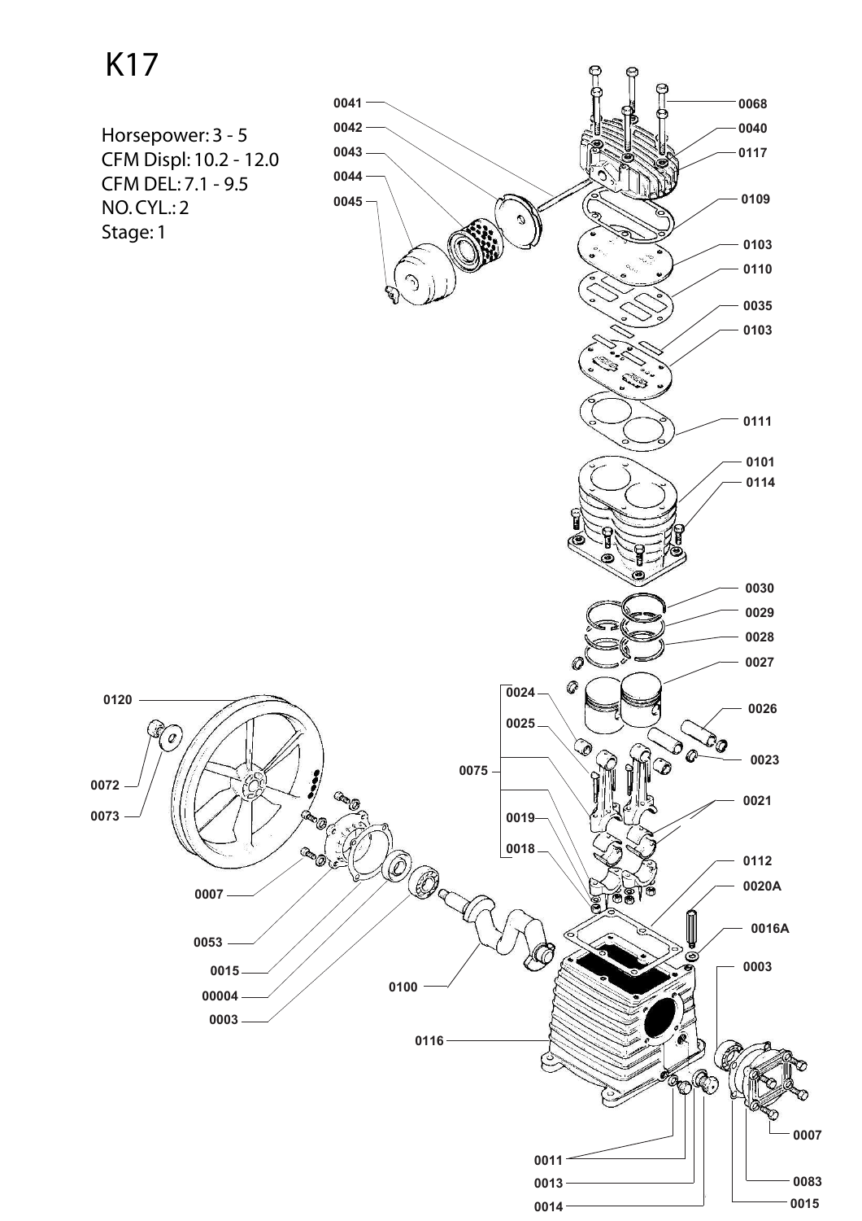# K17

Horsepower: 3 - 5
CFM Displ: 10.2 - 12.0
CFM DEL: 7.1 - 9.5
NO. CYL.: 2
Stage: 1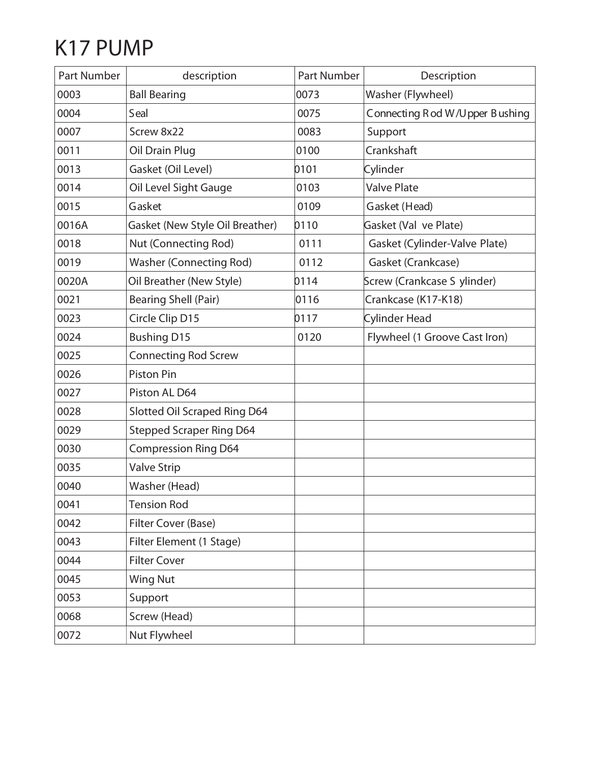# K17 PUMP

| Part Number | description | Part Number | Description |
|---|---|---|---|
| 0003 | Ball Bearing | 0073 | Washer (Flywheel) |
| 0004 | Seal | 0075 | Connecting Rod W/Upper Bushing |
| 0007 | Screw 8x22 | 0083 | Support |
| 0011 | Oil Drain Plug | 0100 | Crankshaft |
| 0013 | Gasket (Oil Level) | 0101 | Cylinder |
| 0014 | Oil Level Sight Gauge | 0103 | Valve Plate |
| 0015 | Gasket | 0109 | Gasket (Head) |
| 0016A | Gasket (New Style Oil Breather) | 0110 | Gasket (Val ve Plate) |
| 0018 | Nut (Connecting Rod) | 0111 | Gasket (Cylinder-Valve Plate) |
| 0019 | Washer (Connecting Rod) | 0112 | Gasket (Crankcase) |
| 0020A | Oil Breather (New Style) | 0114 | Screw (Crankcase S ylinder) |
| 0021 | Bearing Shell (Pair) | 0116 | Crankcase (K17-K18) |
| 0023 | Circle Clip D15 | 0117 | Cylinder Head |
| 0024 | Bushing D15 | 0120 | Flywheel (1 Groove Cast Iron) |
| 0025 | Connecting Rod Screw | | |
| 0026 | Piston Pin | | |
| 0027 | Piston AL D64 | | |
| 0028 | Slotted Oil Scraped Ring D64 | | |
| 0029 | Stepped Scraper Ring D64 | | |
| 0030 | Compression Ring D64 | | |
| 0035 | Valve Strip | | |
| 0040 | Washer (Head) | | |
| 0041 | Tension Rod | | |
| 0042 | Filter Cover (Base) | | |
| 0043 | Filter Element (1 Stage) | | |
| 0044 | Filter Cover | | |
| 0045 | Wing Nut | | |
| 0053 | Support | | |
| 0068 | Screw (Head) | | |
| 0072 | Nut Flywheel | | |